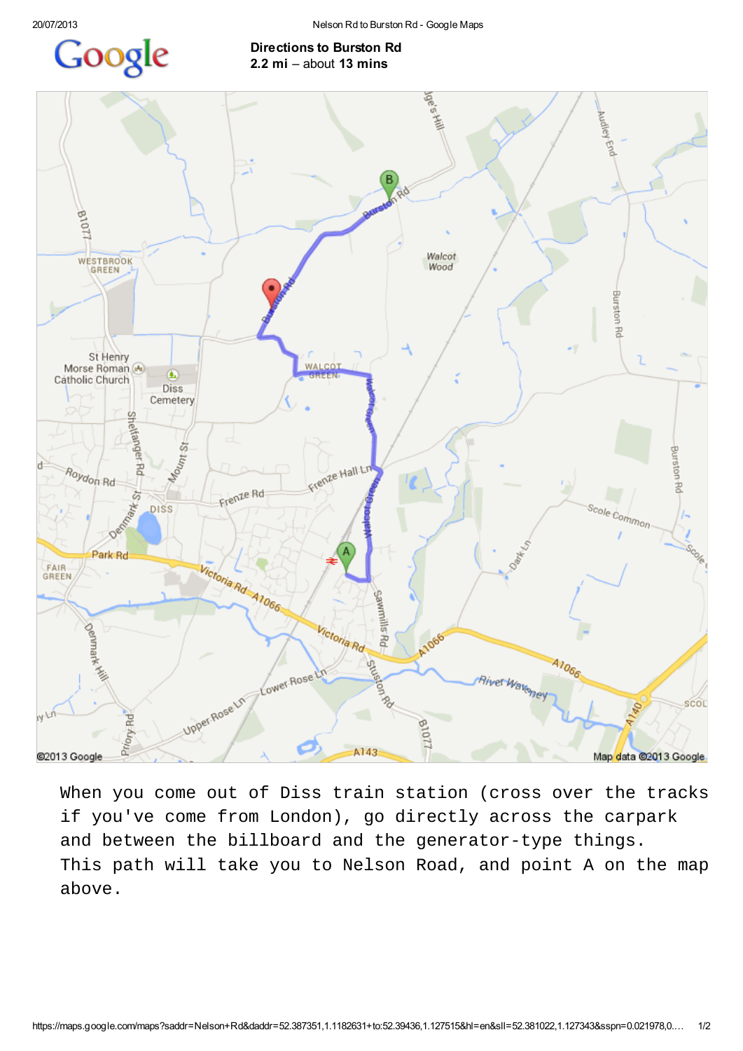**Directions to Burston Rd**
**2.2 mi** – about **13 mins**

When you come out of Diss train station (cross over the tracks if you've come from London), go directly across the carpark and between the billboard and the generator-type things. This path will take you to Nelson Road, and point A on the map above.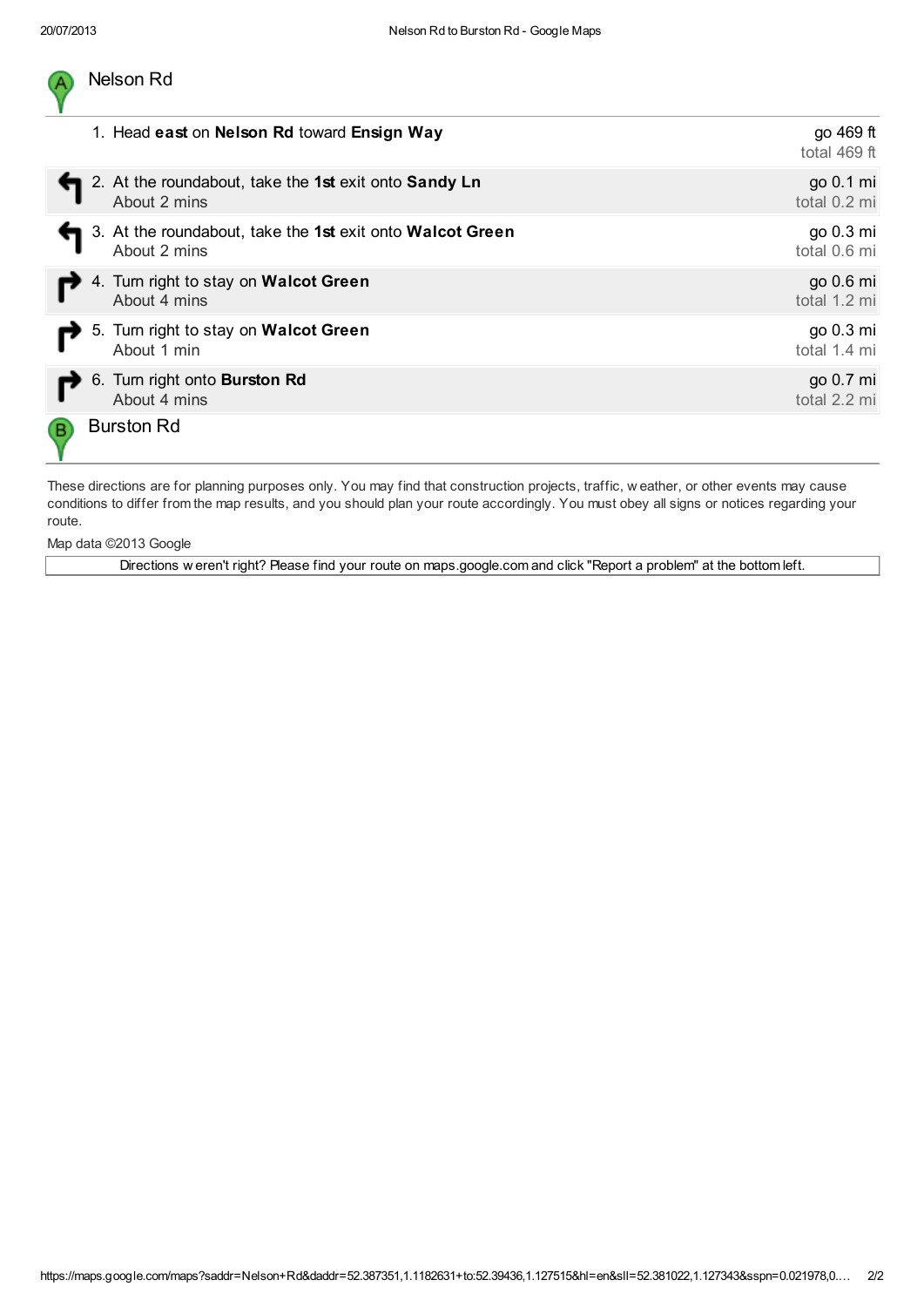A Nelson Rd

| | | |
|---|---|---|
| 1. | Head **east** on **Nelson Rd** toward **Ensign Way** | go 469 ft<br>total 469 ft |
| 2. | At the roundabout, take the **1st** exit onto **Sandy Ln**<br>About 2 mins | go 0.1 mi<br>total 0.2 mi |
| 3. | At the roundabout, take the **1st** exit onto **Walcot Green**<br>About 2 mins | go 0.3 mi<br>total 0.6 mi |
| 4. | Turn right to stay on **Walcot Green**<br>About 4 mins | go 0.6 mi<br>total 1.2 mi |
| 5. | Turn right to stay on **Walcot Green**<br>About 1 min | go 0.3 mi<br>total 1.4 mi |
| 6. | Turn right onto **Burston Rd**<br>About 4 mins | go 0.7 mi<br>total 2.2 mi |

B Burston Rd

These directions are for planning purposes only. You may find that construction projects, traffic, weather, or other events may cause conditions to differ from the map results, and you should plan your route accordingly. You must obey all signs or notices regarding your route.

Map data ©2013 Google

Directions weren't right? Please find your route on maps.google.com and click "Report a problem" at the bottom left.